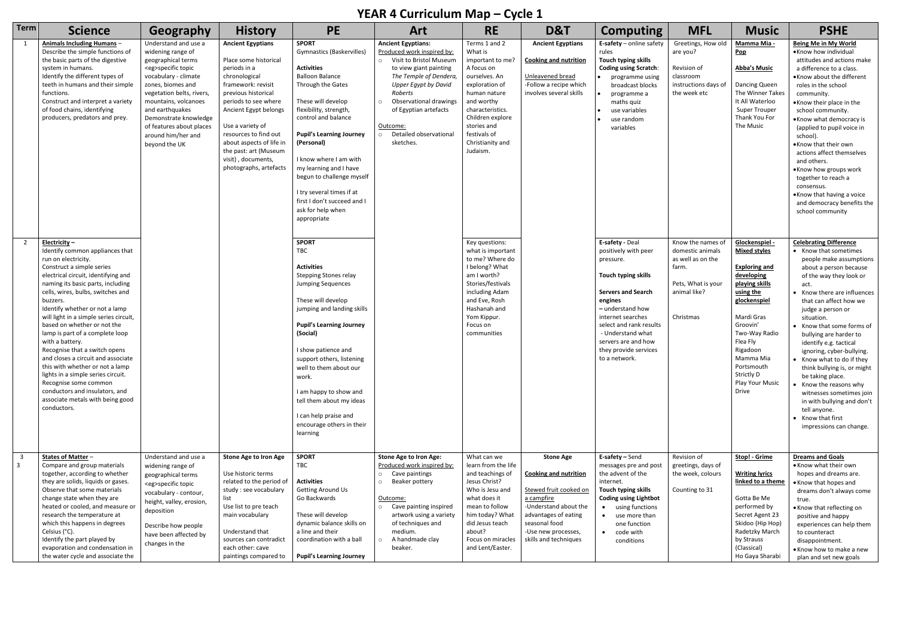# YEAR 4 Curriculum Map – Cycle 1

| Term | Science | Geography | History | PE | Art | RE | D&T | Computing | MFL | Music | PSHE |
|---|---|---|---|---|---|---|---|---|---|---|---|
| 1 | **Animals Including Humans** – Describe the simple functions of the basic parts of the digestive system in humans. Identify the different types of teeth in humans and their simple functions. Construct and interpret a variety of food chains, identifying producers, predators and prey. | Understand and use a widening range of geographical terms <eg>specific topic vocabulary - climate zones, biomes and vegetation belts, rivers, mountains, volcanoes and earthquakes Demonstrate knowledge of features about places around him/her and beyond the UK | **Ancient Egyptians** Place some historical periods in a chronological framework: revisit previous historical periods to see where Ancient Egypt belongs Use a variety of resources to find out about aspects of life in the past: art (Museum visit), documents, photographs, artefacts | **SPORT** Gymnastics (Baskervilles) **Activities** Balloon Balance Through the Gates These will develop flexibility, strength, control and balance **Pupil's Learning Journey (Personal)** I know where I am with my learning and I have begun to challenge myself I try several times if at first I don't succeed and I ask for help when appropriate | **Ancient Egyptians:** Produced work inspired by: ○ Visit to Bristol Museum to view giant painting *The Temple of Dendera, Upper Egypt by David Roberts* ○ Observational drawings of Egyptian artefacts Outcome: ○ Detailed observational sketches. | Terms 1 and 2 What is important to me? A focus on ourselves. An exploration of human nature and worthy characteristics. Children explore stories and festivals of Christianity and Judaism. | **Ancient Egyptians** **Cooking and nutrition** Unleavened bread -Follow a recipe which involves several skills | **E-safety** – online safety rules **Touch typing skills** **Coding using Scratch**: • programme using broadcast blocks • programme a maths quiz • use variables • use random variables | Greetings, How old are you? Revision of classroom instructions days of the week etc | **Mamma Mia - Pop** **Abba's Music** Dancing Queen The Winner Takes It All Waterloo Super Trouper Thank You For The Music | **Being Me in My World** • Know how individual attitudes and actions make a difference to a class. • Know about the different roles in the school community. • Know their place in the school community. • Know what democracy is (applied to pupil voice in school). • Know that their own actions affect themselves and others. • Know how groups work together to reach a consensus. • Know that having a voice and democracy benefits the school community |
| 2 | **Electricity** – Identify common appliances that run on electricity. Construct a simple series electrical circuit, identifying and naming its basic parts, including cells, wires, bulbs, switches and buzzers. Identify whether or not a lamp will light in a simple series circuit, based on whether or not the lamp is part of a complete loop with a battery. Recognise that a switch opens and closes a circuit and associate this with whether or not a lamp lights in a simple series circuit. Recognise some common conductors and insulators, and associate metals with being good conductors. | | | **SPORT** TBC **Activities** Stepping Stones relay Jumping Sequences These will develop jumping and landing skills **Pupil's Learning Journey (Social)** I show patience and support others, listening well to them about our work. I am happy to show and tell them about my ideas I can help praise and encourage others in their learning | | Key questions: what is important to me? Where do I belong? What am I worth? Stories/festivals including Adam and Eve, Rosh Hashanah and Yom Kippur. Focus on communities | | **E-safety** - Deal positively with peer pressure. **Touch typing skills** **Servers and Search engines** – understand how internet searches select and rank results - Understand what servers are and how they provide services to a network. | Know the names of domestic animals as well as on the farm. Pets, What is your animal like? Christmas | **Glockenspiel - Mixed styles** **Exploring and developing playing skills using the glockenspiel** Mardi Gras Groovin' Two-Way Radio Flea Fly Rigadoon Mamma Mia Portsmouth Strictly D Play Your Music Drive | **Celebrating Difference** • Know that sometimes people make assumptions about a person because of the way they look or act. • Know there are influences that can affect how we judge a person or situation. • Know that some forms of bullying are harder to identify e.g. tactical ignoring, cyber-bullying. • Know what to do if they think bullying is, or might be taking place. • Know the reasons why witnesses sometimes join in with bullying and don't tell anyone. • Know that first impressions can change. |
| 3 | **States of Matter** – Compare and group materials together, according to whether they are solids, liquids or gases. Observe that some materials change state when they are heated or cooled, and measure or research the temperature at which this happens in degrees Celsius (°C). Identify the part played by evaporation and condensation in the water cycle and associate the | Understand and use a widening range of geographical terms <eg>specific topic vocabulary - contour, height, valley, erosion, deposition Describe how people have been affected by changes in the | **Stone Age to Iron Age** Use historic terms related to the period of study : see vocabulary list Use list to pre teach main vocabulary Understand that sources can contradict each other: cave paintings compared to | **SPORT** TBC **Activities** Getting Around Us Go Backwards These will develop dynamic balance skills on a line and their coordination with a ball **Pupil's Learning Journey** | **Stone Age to Iron Age:** Produced work inspired by: ○ Cave paintings ○ Beaker pottery Outcome: ○ Cave painting inspired artwork using a variety of techniques and medium. ○ A handmade clay beaker. | What can we learn from the life and teachings of Jesus Christ? Who is Jesu and what does it mean to follow him today? What did Jesus teach about? Focus on miracles and Lent/Easter. | **Stone Age** **Cooking and nutrition** Stewed fruit cooked on a campfire -Understand about the advantages of eating seasonal food -Use new processes, skills and techniques | **E-safety** – Send messages pre and post the advent of the internet. **Touch typing skills** **Coding using Lightbot** • using functions • use more than one function • code with conditions | Revision of greetings, days of the week, colours Counting to 31 | **Stop! - Grime** **Writing lyrics linked to a theme** Gotta Be Me performed by Secret Agent 23 Skidoo (Hip Hop) Radetzky March by Strauss (Classical) Ho Gaya Sharabi | **Dreams and Goals** • Know what their own hopes and dreams are. • Know that hopes and dreams don't always come true. • Know that reflecting on positive and happy experiences can help them to counteract disappointment. • Know how to make a new plan and set new goals |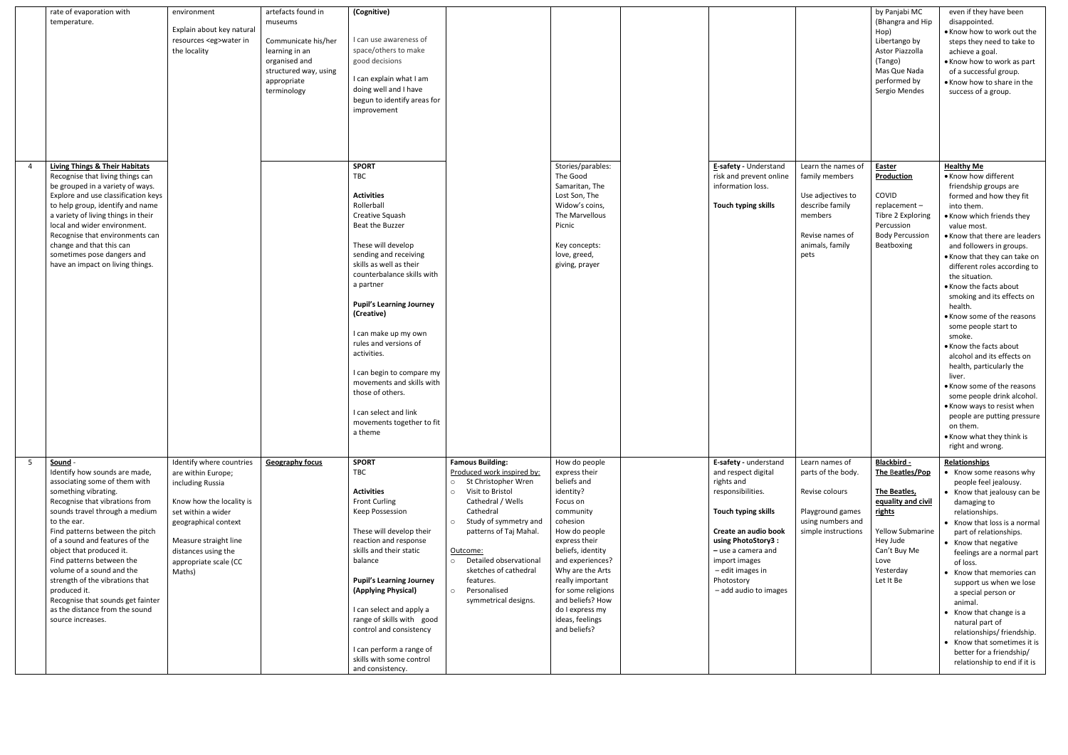| | | | | | | | | | | | | |
|---|---|---|---|---|---|---|---|---|---|---|---|---|
| | rate of evaporation with temperature. | environment<br><br>Explain about key natural resources <eg>water in the locality | artefacts found in museums<br><br>Communicate his/her learning in an organised and structured way, using appropriate terminology | **(Cognitive)**<br><br>I can use awareness of space/others to make good decisions<br><br>I can explain what I am doing well and I have begun to identify areas for improvement | | | | | | by Panjabi MC (Bhangra and Hip Hop)<br>Libertango by Astor Piazzolla (Tango)<br>Mas Que Nada performed by Sergio Mendes | even if they have been disappointed.<br>• Know how to work out the steps they need to take to achieve a goal.<br>• Know how to work as part of a successful group.<br>• Know how to share in the success of a group. |
| 4 | **Living Things & Their Habitats**<br>Recognise that living things can be grouped in a variety of ways.<br>Explore and use classification keys to help group, identify and name a variety of living things in their local and wider environment.<br>Recognise that environments can change and that this can sometimes pose dangers and have an impact on living things. | | | **SPORT**<br>TBC<br><br>**Activities**<br>Rollerball<br>Creative Squash<br>Beat the Buzzer<br><br>These will develop sending and receiving skills as well as their counterbalance skills with a partner<br><br>**Pupil's Learning Journey (Creative)**<br><br>I can make up my own rules and versions of activities.<br><br>I can begin to compare my movements and skills with those of others.<br><br>I can select and link movements together to fit a theme | | Stories/parables:<br>The Good Samaritan, The Lost Son, The Widow's coins, The Marvellous Picnic<br><br>Key concepts: love, greed, giving, prayer | | **E-safety** - Understand risk and prevent online information loss.<br><br>**Touch typing skills** | Learn the names of family members<br><br>Use adjectives to describe family members<br><br>Revise names of animals, family pets | **Easter Production**<br><br>COVID replacement – Tibre 2 Exploring Percussion<br>Body Percussion<br>Beatboxing | **Healthy Me**<br>• Know how different friendship groups are formed and how they fit into them.<br>• Know which friends they value most.<br>• Know that there are leaders and followers in groups.<br>• Know that they can take on different roles according to the situation.<br>• Know the facts about smoking and its effects on health.<br>• Know some of the reasons some people start to smoke.<br>• Know the facts about alcohol and its effects on health, particularly the liver.<br>• Know some of the reasons some people drink alcohol.<br>• Know ways to resist when people are putting pressure on them.<br>• Know what they think is right and wrong. |
| 5 | **Sound** -<br>Identify how sounds are made, associating some of them with something vibrating.<br>Recognise that vibrations from sounds travel through a medium to the ear.<br>Find patterns between the pitch of a sound and features of the object that produced it.<br>Find patterns between the volume of a sound and the strength of the vibrations that produced it.<br>Recognise that sounds get fainter as the distance from the sound source increases. | Identify where countries are within Europe; including Russia<br><br>Know how the locality is set within a wider geographical context<br><br>Measure straight line distances using the appropriate scale (CC Maths) | **Geography focus** | **SPORT**<br>TBC<br><br>**Activities**<br>Front Curling<br>Keep Possession<br><br>These will develop their reaction and response skills and their static balance<br><br>**Pupil's Learning Journey (Applying Physical)**<br><br>I can select and apply a range of skills with good control and consistency<br><br>I can perform a range of skills with some control and consistency. | **Famous Building:**<br>Produced work inspired by:<br>○ St Christopher Wren<br>○ Visit to Bristol Cathedral / Wells Cathedral<br>○ Study of symmetry and patterns of Taj Mahal.<br><br>Outcome:<br>○ Detailed observational sketches of cathedral features.<br>○ Personalised symmetrical designs. | How do people express their beliefs and identity?<br>Focus on community cohesion<br>How do people express their beliefs, identity and experiences?<br>Why are the Arts really important for some religions and beliefs? How do I express my ideas, feelings and beliefs? | | **E-safety** - understand and respect digital rights and responsibilities.<br><br>**Touch typing skills**<br><br>**Create an audio book using PhotoStory3 :**<br>**–** use a camera and import images<br>– edit images in Photostory<br>– add audio to images | Learn names of parts of the body.<br><br>Revise colours<br><br>Playground games using numbers and simple instructions | **Blackbird - The Beatles/Pop**<br><br>**The Beatles, equality and civil rights**<br><br>Yellow Submarine<br>Hey Jude<br>Can't Buy Me Love<br>Yesterday<br>Let It Be | **Relationships**<br>• Know some reasons why people feel jealousy.<br>• Know that jealousy can be damaging to relationships.<br>• Know that loss is a normal part of relationships.<br>• Know that negative feelings are a normal part of loss.<br>• Know that memories can support us when we lose a special person or animal.<br>• Know that change is a natural part of relationships/ friendship.<br>• Know that sometimes it is better for a friendship/ relationship to end if it is |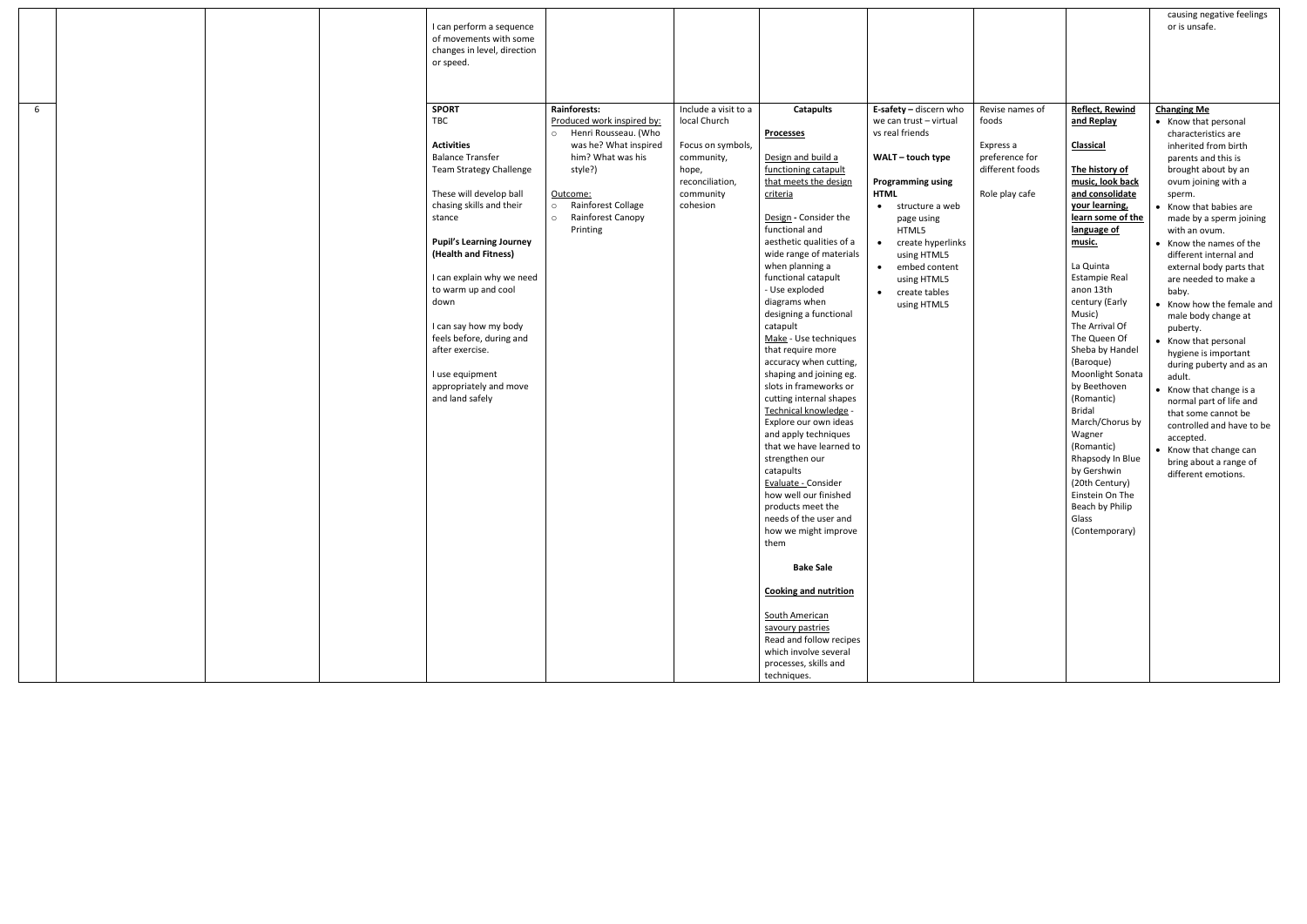| | | | | | | | | | | | |
|---|---|---|---|---|---|---|---|---|---|---|---|
| | | | | I can perform a sequence of movements with some changes in level, direction or speed. | | | | | | | causing negative feelings or is unsafe. |
| 6 | | | | **SPORT**<br>TBC<br><br>**Activities**<br>Balance Transfer<br>Team Strategy Challenge<br><br>These will develop ball chasing skills and their stance<br><br>**Pupil's Learning Journey (Health and Fitness)**<br><br>I can explain why we need to warm up and cool down<br><br>I can say how my body feels before, during and after exercise.<br><br>I use equipment appropriately and move and land safely | **Rainforests:**<br>Produced work inspired by:<br>○ Henri Rousseau. (Who was he? What inspired him? What was his style?)<br><br>Outcome:<br>○ Rainforest Collage<br>○ Rainforest Canopy Printing | Include a visit to a local Church<br><br>Focus on symbols, community, hope, reconciliation, community cohesion | **Catapults**<br><br>**Processes**<br><br>Design and build a functioning catapult that meets the design criteria<br><br>Design - Consider the functional and aesthetic qualities of a wide range of materials when planning a functional catapult<br>- Use exploded diagrams when designing a functional catapult<br>Make - Use techniques that require more accuracy when cutting, shaping and joining eg. slots in frameworks or cutting internal shapes<br>Technical knowledge - Explore our own ideas and apply techniques that we have learned to strengthen our catapults<br>Evaluate - Consider how well our finished products meet the needs of the user and how we might improve them<br><br>**Bake Sale**<br><br>**Cooking and nutrition**<br><br>South American savoury pastries<br>Read and follow recipes which involve several processes, skills and techniques. | **E-safety** – discern who we can trust – virtual vs real friends<br><br>**WALT – touch type**<br><br>**Programming using HTML**<br>• structure a web page using HTML5<br>• create hyperlinks using HTML5<br>• embed content using HTML5<br>• create tables using HTML5 | Revise names of foods<br><br>Express a preference for different foods<br><br>Role play cafe | **Reflect, Rewind and Replay**<br><br>**Classical**<br><br>**The history of music, look back and consolidate your learning, learn some of the language of music.**<br><br>La Quinta Estampie Real anon 13th century (Early Music)<br>The Arrival Of The Queen Of Sheba by Handel (Baroque)<br>Moonlight Sonata by Beethoven (Romantic)<br>Bridal March/Chorus by Wagner (Romantic)<br>Rhapsody In Blue by Gershwin (20th Century)<br>Einstein On The Beach by Philip Glass (Contemporary) | **Changing Me**<br>• Know that personal characteristics are inherited from birth parents and this is brought about by an ovum joining with a sperm.<br>• Know that babies are made by a sperm joining with an ovum.<br>• Know the names of the different internal and external body parts that are needed to make a baby.<br>• Know how the female and male body change at puberty.<br>• Know that personal hygiene is important during puberty and as an adult.<br>• Know that change is a normal part of life and that some cannot be controlled and have to be accepted.<br>• Know that change can bring about a range of different emotions. |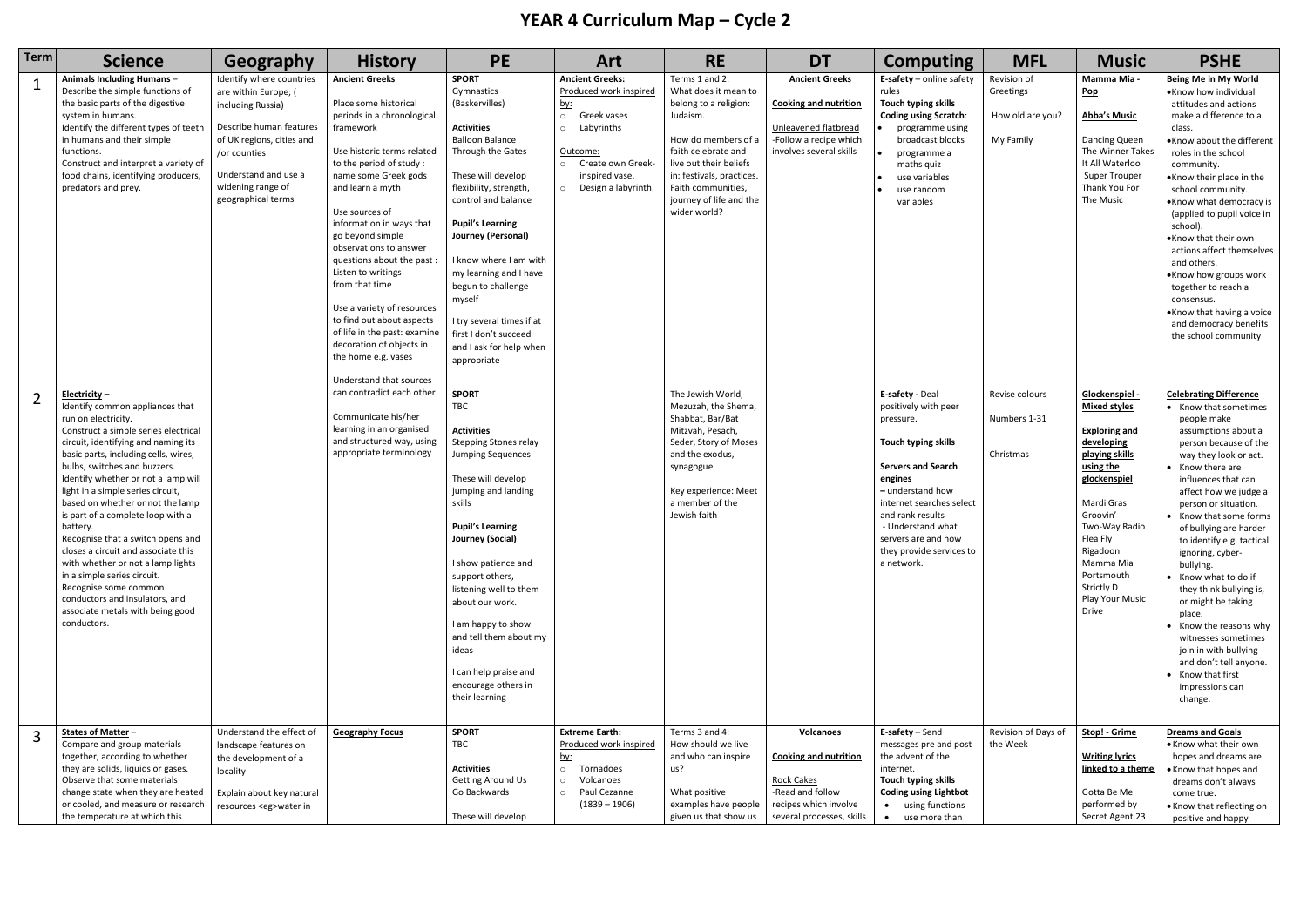# YEAR 4 Curriculum Map – Cycle 2

| Term | Science | Geography | History | PE | Art | RE | DT | Computing | MFL | Music | PSHE |
|---|---|---|---|---|---|---|---|---|---|---|---|
| 1 | **Animals Including Humans** – Describe the simple functions of the basic parts of the digestive system in humans. Identify the different types of teeth in humans and their simple functions. Construct and interpret a variety of food chains, identifying producers, predators and prey. | Identify where countries are within Europe; ( including Russia)<br><br>Describe human features of UK regions, cities and /or counties<br><br>Understand and use a widening range of geographical terms | **Ancient Greeks**<br><br>Place some historical periods in a chronological framework<br><br>Use historic terms related to the period of study : name some Greek gods and learn a myth<br><br>Use sources of information in ways that go beyond simple observations to answer questions about the past : Listen to writings from that time<br><br>Use a variety of resources to find out about aspects of life in the past: examine decoration of objects in the home e.g. vases<br><br>Understand that sources can contradict each other<br><br>Communicate his/her learning in an organised and structured way, using appropriate terminology | **SPORT**<br>Gymnastics (Baskervilles)<br><br>**Activities**<br>Balloon Balance<br>Through the Gates<br><br>These will develop flexibility, strength, control and balance<br><br>**Pupil's Learning Journey (Personal)**<br><br>I know where I am with my learning and I have begun to challenge myself<br><br>I try several times if at first I don't succeed and I ask for help when appropriate | **Ancient Greeks:**<br>Produced work inspired by:<br>○ Greek vases<br>○ Labyrinths<br><br>Outcome:<br>○ Create own Greek-inspired vase.<br>○ Design a labyrinth. | Terms 1 and 2: What does it mean to belong to a religion: Judaism.<br><br>How do members of a faith celebrate and live out their beliefs in: festivals, practices. Faith communities, journey of life and the wider world? | **Ancient Greeks**<br><br>**Cooking and nutrition**<br><br>Unleavened flatbread<br>-Follow a recipe which involves several skills | **E-safety** – online safety rules<br>**Touch typing skills**<br>**Coding using Scratch**:<br>• programme using broadcast blocks<br>• programme a maths quiz<br>• use variables<br>• use random variables | Revision of Greetings<br><br>How old are you?<br><br>My Family | **Mamma Mia - Pop**<br><br>**Abba's Music**<br><br>Dancing Queen<br>The Winner Takes It All Waterloo<br>Super Trouper<br>Thank You For The Music | **Being Me in My World**<br>• Know how individual attitudes and actions make a difference to a class.<br>• Know about the different roles in the school community.<br>• Know their place in the school community.<br>• Know what democracy is (applied to pupil voice in school).<br>• Know that their own actions affect themselves and others.<br>• Know how groups work together to reach a consensus.<br>• Know that having a voice and democracy benefits the school community |
| 2 | **Electricity** –<br>Identify common appliances that run on electricity.<br>Construct a simple series electrical circuit, identifying and naming its basic parts, including cells, wires, bulbs, switches and buzzers.<br>Identify whether or not a lamp will light in a simple series circuit, based on whether or not the lamp is part of a complete loop with a battery.<br>Recognise that a switch opens and closes a circuit and associate this with whether or not a lamp lights in a simple series circuit.<br>Recognise some common conductors and insulators, and associate metals with being good conductors. | | | **SPORT**<br>TBC<br><br>**Activities**<br>Stepping Stones relay<br>Jumping Sequences<br><br>These will develop jumping and landing skills<br><br>**Pupil's Learning Journey (Social)**<br><br>I show patience and support others, listening well to them about our work.<br><br>I am happy to show and tell them about my ideas<br><br>I can help praise and encourage others in their learning | | The Jewish World, Mezuzah, the Shema, Shabbat, Bar/Bat Mitzvah, Pesach, Seder, Story of Moses and the exodus, synagogue<br><br>Key experience: Meet a member of the Jewish faith | | **E-safety** - Deal positively with peer pressure.<br><br>**Touch typing skills**<br><br>**Servers and Search engines**<br>– understand how internet searches select and rank results<br>- Understand what servers are and how they provide services to a network. | Revise colours<br><br>Numbers 1-31<br><br>Christmas | **Glockenspiel - Mixed styles**<br><br>**Exploring and developing playing skills using the glockenspiel**<br><br>Mardi Gras Groovin'<br>Two-Way Radio<br>Flea Fly<br>Rigadoon<br>Mamma Mia<br>Portsmouth<br>Strictly D<br>Play Your Music Drive | **Celebrating Difference**<br>• Know that sometimes people make assumptions about a person because of the way they look or act.<br>• Know there are influences that can affect how we judge a person or situation.<br>• Know that some forms of bullying are harder to identify e.g. tactical ignoring, cyber-bullying.<br>• Know what to do if they think bullying is, or might be taking place.<br>• Know the reasons why witnesses sometimes join in with bullying and don't tell anyone.<br>• Know that first impressions can change. |
| 3 | **States of Matter** –<br>Compare and group materials together, according to whether they are solids, liquids or gases.<br>Observe that some materials change state when they are heated or cooled, and measure or research the temperature at which this | Understand the effect of landscape features on the development of a locality<br><br>Explain about key natural resources <eg>water in | **Geography Focus** | **SPORT**<br>TBC<br><br>**Activities**<br>Getting Around Us<br>Go Backwards<br><br>These will develop | **Extreme Earth:**<br>Produced work inspired by:<br>○ Tornadoes<br>○ Volcanoes<br>○ Paul Cezanne (1839 – 1906) | Terms 3 and 4: How should we live and who can inspire us?<br><br>What positive examples have people given us that show us | **Volcanoes**<br><br>**Cooking and nutrition**<br><br>Rock Cakes<br>-Read and follow recipes which involve several processes, skills | **E-safety** – Send messages pre and post the advent of the internet.<br>**Touch typing skills**<br>**Coding using Lightbot**<br>• using functions<br>• use more than | Revision of Days of the Week | **Stop! - Grime**<br><br>**Writing lyrics linked to a theme**<br><br>Gotta Be Me performed by Secret Agent 23 | **Dreams and Goals**<br>• Know what their own hopes and dreams are.<br>• Know that hopes and dreams don't always come true.<br>• Know that reflecting on positive and happy |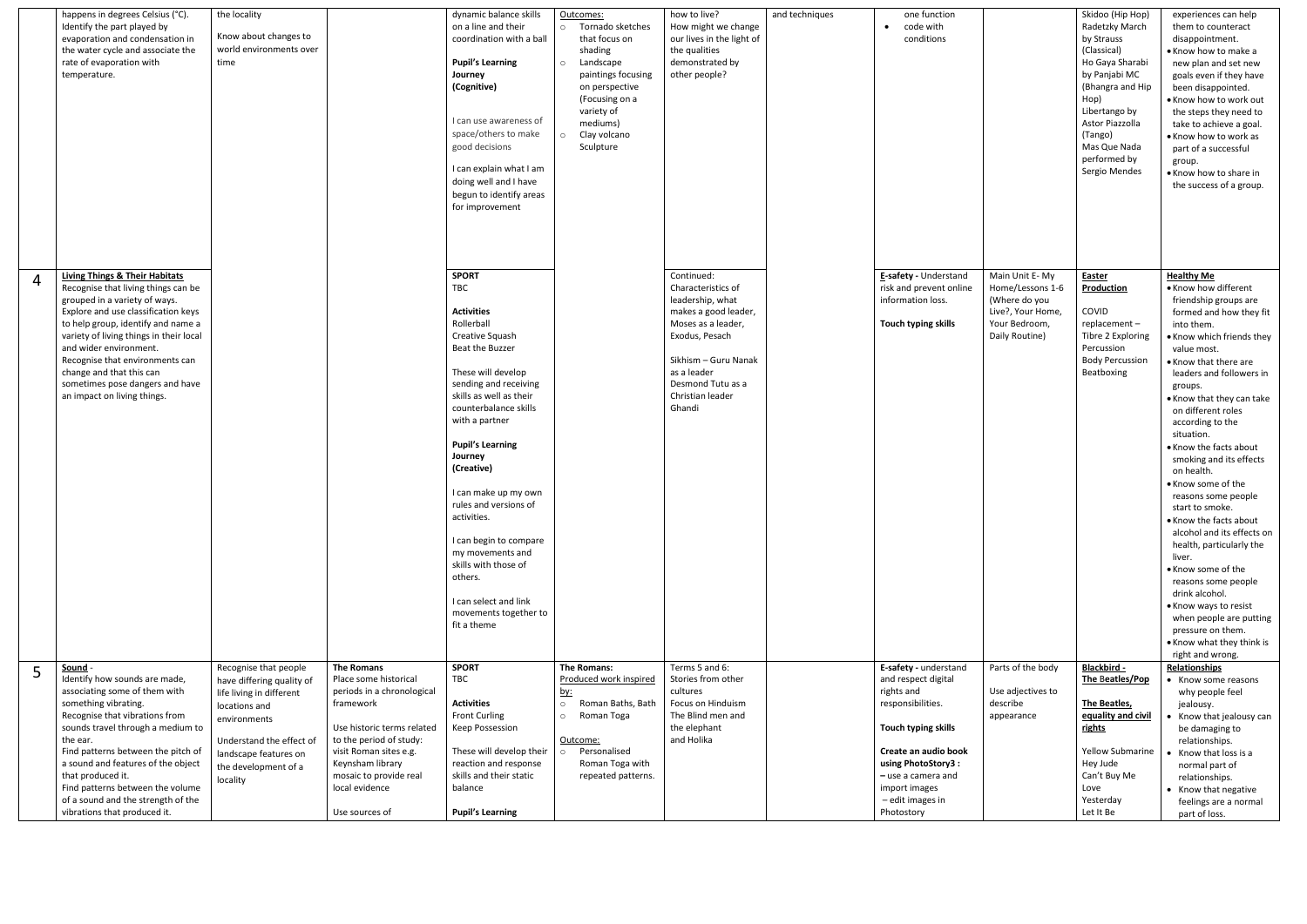| | | | | | | | | | | | | |
|---|---|---|---|---|---|---|---|---|---|---|---|---|
| | happens in degrees Celsius (°C).<br>Identify the part played by evaporation and condensation in the water cycle and associate the rate of evaporation with temperature. | the locality<br><br>Know about changes to world environments over time | | dynamic balance skills on a line and their coordination with a ball<br><br>**Pupil's Learning Journey (Cognitive)**<br><br>I can use awareness of space/others to make good decisions<br><br>I can explain what I am doing well and I have begun to identify areas for improvement | Outcomes:<br>○ Tornado sketches that focus on shading<br>○ Landscape paintings focusing on perspective (Focusing on a variety of mediums)<br>○ Clay volcano Sculpture | how to live?<br>How might we change our lives in the light of the qualities demonstrated by other people? | and techniques | one function<br>• code with conditions | | Skidoo (Hip Hop)<br>Radetzky March by Strauss (Classical)<br>Ho Gaya Sharabi by Panjabi MC (Bhangra and Hip Hop)<br>Libertango by Astor Piazzolla (Tango)<br>Mas Que Nada performed by Sergio Mendes | experiences can help them to counteract disappointment.<br>• Know how to make a new plan and set new goals even if they have been disappointed.<br>• Know how to work out the steps they need to take to achieve a goal.<br>• Know how to work as part of a successful group.<br>• Know how to share in the success of a group. |
| 4 | **Living Things & Their Habitats**<br>Recognise that living things can be grouped in a variety of ways.<br>Explore and use classification keys to help group, identify and name a variety of living things in their local and wider environment.<br>Recognise that environments can change and that this can sometimes pose dangers and have an impact on living things. | | | **SPORT**<br>TBC<br><br>**Activities**<br>Rollerball<br>Creative Squash<br>Beat the Buzzer<br><br>These will develop sending and receiving skills as well as their counterbalance skills with a partner<br><br>**Pupil's Learning Journey (Creative)**<br><br>I can make up my own rules and versions of activities.<br><br>I can begin to compare my movements and skills with those of others.<br><br>I can select and link movements together to fit a theme | | Continued:<br>Characteristics of leadership, what makes a good leader, Moses as a leader, Exodus, Pesach<br><br>Sikhism – Guru Nanak as a leader<br>Desmond Tutu as a Christian leader<br>Ghandi | | **E-safety -** Understand risk and prevent online information loss.<br><br>**Touch typing skills** | Main Unit E- My Home/Lessons 1-6 (Where do you Live?, Your Home, Your Bedroom, Daily Routine) | **Easter Production**<br><br>COVID replacement – Tibre 2 Exploring Percussion<br>Body Percussion<br>Beatboxing | **Healthy Me**<br>• Know how different friendship groups are formed and how they fit into them.<br>• Know which friends they value most.<br>• Know that there are leaders and followers in groups.<br>• Know that they can take on different roles according to the situation.<br>• Know the facts about smoking and its effects on health.<br>• Know some of the reasons some people start to smoke.<br>• Know the facts about alcohol and its effects on health, particularly the liver.<br>• Know some of the reasons some people drink alcohol.<br>• Know ways to resist when people are putting pressure on them.<br>• Know what they think is right and wrong. |
| 5 | **Sound** -<br>Identify how sounds are made, associating some of them with something vibrating.<br>Recognise that vibrations from sounds travel through a medium to the ear.<br>Find patterns between the pitch of a sound and features of the object that produced it.<br>Find patterns between the volume of a sound and the strength of the vibrations that produced it. | Recognise that people have differing quality of life living in different locations and environments<br><br>Understand the effect of landscape features on the development of a locality | **The Romans**<br>Place some historical periods in a chronological framework<br><br>Use historic terms related to the period of study: visit Roman sites e.g. Keynsham library mosaic to provide real local evidence<br><br>Use sources of | **SPORT**<br>TBC<br><br>**Activities**<br>Front Curling<br>Keep Possession<br><br>These will develop their reaction and response skills and their static balance<br><br>**Pupil's Learning** | **The Romans:**<br>Produced work inspired by:<br>○ Roman Baths, Bath<br>○ Roman Toga<br><br>Outcome:<br>○ Personalised Roman Toga with repeated patterns. | Terms 5 and 6:<br>Stories from other cultures<br>Focus on Hinduism<br>The Blind men and the elephant and Holika | | **E-safety -** understand and respect digital rights and responsibilities.<br><br>**Touch typing skills**<br><br>**Create an audio book using PhotoStory3 :**<br>– use a camera and import images<br>– edit images in Photostory | Parts of the body<br><br>Use adjectives to describe appearance | **Blackbird - The Beatles/Pop**<br><br>**The Beatles, equality and civil rights**<br><br>Yellow Submarine<br>Hey Jude<br>Can't Buy Me Love<br>Yesterday<br>Let It Be | **Relationships**<br>• Know some reasons why people feel jealousy.<br>• Know that jealousy can be damaging to relationships.<br>• Know that loss is a normal part of relationships.<br>• Know that negative feelings are a normal part of loss. |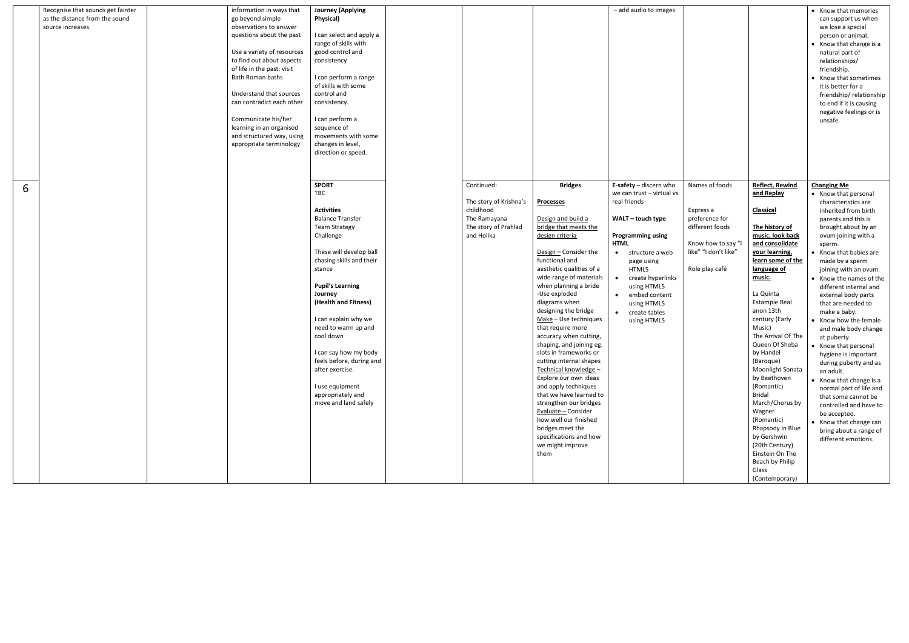| | | | | | | | | | | | |
|---|---|---|---|---|---|---|---|---|---|---|---|
| | Recognise that sounds get fainter as the distance from the sound source increases. | | information in ways that go beyond simple observations to answer questions about the past<br><br>Use a variety of resources to find out about aspects of life in the past: visit Bath Roman baths<br><br>Understand that sources can contradict each other<br><br>Communicate his/her learning in an organised and structured way, using appropriate terminology | **Journey (Applying Physical)**<br><br>I can select and apply a range of skills with good control and consistency<br><br>I can perform a range of skills with some control and consistency.<br><br>I can perform a sequence of movements with some changes in level, direction or speed. | | | | – add audio to images | | | • Know that memories can support us when we lose a special person or animal.<br>• Know that change is a natural part of relationships/ friendship.<br>• Know that sometimes it is better for a friendship/ relationship to end if it is causing negative feelings or is unsafe. |
| 6 | | | | **SPORT**<br>TBC<br><br>**Activities**<br>Balance Transfer<br>Team Strategy<br>Challenge<br><br>These will develop ball chasing skills and their stance<br><br>**Pupil's Learning Journey (Health and Fitness)**<br><br>I can explain why we need to warm up and cool down<br><br>I can say how my body feels before, during and after exercise.<br><br>I use equipment appropriately and move and land safely | | Continued:<br><br>The story of Krishna's childhood<br>The Ramayana<br>The story of Prahlad and Holika | **Bridges**<br><br>**Processes**<br><br>Design and build a bridge that meets the design criteria<br><br>Design – Consider the functional and aesthetic qualities of a wide range of materials when planning a bride<br>-Use exploded diagrams when designing the bridge<br>Make – Use techniques that require more accuracy when cutting, shaping, and joining eg. slots in frameworks or cutting internal shapes<br>Technical knowledge – Explore our own ideas and apply techniques that we have learned to strengthen our bridges<br>Evaluate – Consider how well our finished bridges meet the specifications and how we might improve them | **E-safety –** discern who we can trust – virtual vs real friends<br><br>**WALT – touch type**<br><br>**Programming using HTML**<br>• structure a web page using HTML5<br>• create hyperlinks using HTML5<br>• embed content using HTML5<br>• create tables using HTML5 | Names of foods<br><br>Express a preference for different foods<br><br>Know how to say "I like" "I don't like"<br><br>Role play café | **Reflect, Rewind and Replay**<br><br>**Classical**<br><br>**The history of music, look back and consolidate your learning, learn some of the language of music.**<br><br>La Quinta Estampie Real anon 13th century (Early Music)<br>The Arrival Of The Queen Of Sheba by Handel (Baroque)<br>Moonlight Sonata by Beethoven (Romantic)<br>Bridal March/Chorus by Wagner (Romantic)<br>Rhapsody In Blue by Gershwin (20th Century)<br>Einstein On The Beach by Philip Glass (Contemporary) | **Changing Me**<br>• Know that personal characteristics are inherited from birth parents and this is brought about by an ovum joining with a sperm.<br>• Know that babies are made by a sperm joining with an ovum.<br>• Know the names of the different internal and external body parts that are needed to make a baby.<br>• Know how the female and male body change at puberty.<br>• Know that personal hygiene is important during puberty and as an adult.<br>• Know that change is a normal part of life and that some cannot be controlled and have to be accepted.<br>• Know that change can bring about a range of different emotions. |